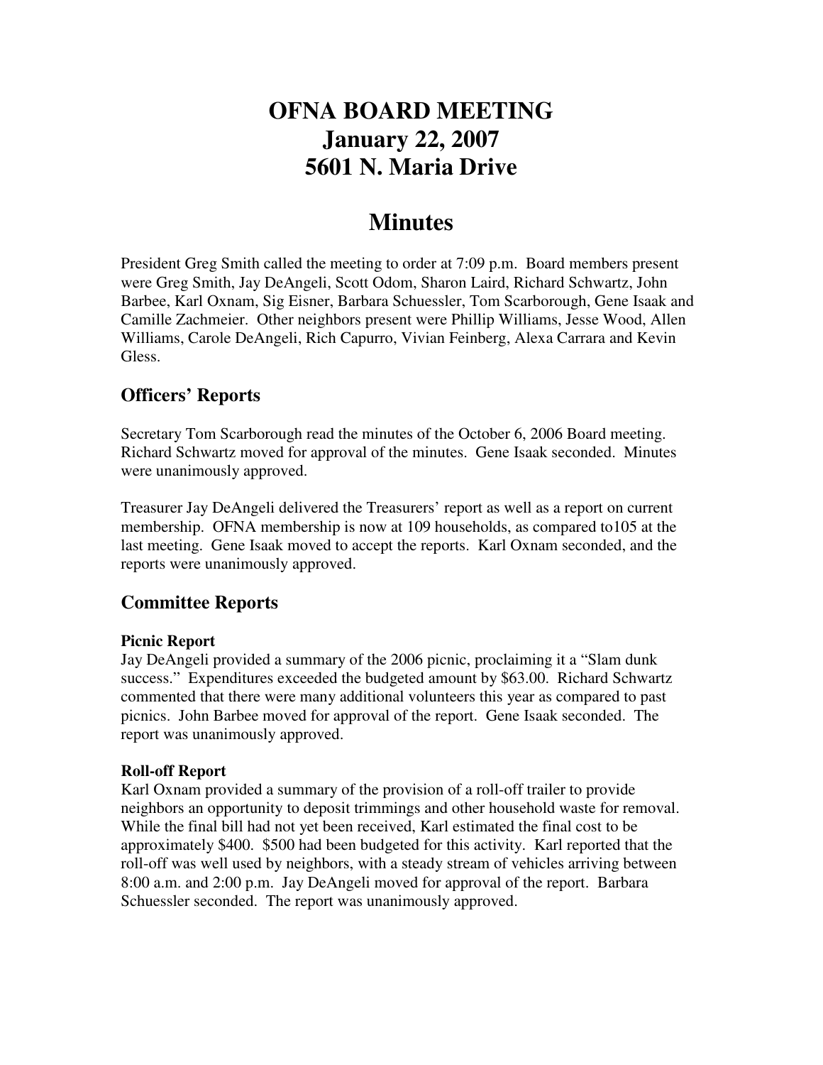# OFNA BOARD MEETING
# January 22, 2007
# 5601 N. Maria Drive

# Minutes

President Greg Smith called the meeting to order at 7:09 p.m. Board members present were Greg Smith, Jay DeAngeli, Scott Odom, Sharon Laird, Richard Schwartz, John Barbee, Karl Oxnam, Sig Eisner, Barbara Schuessler, Tom Scarborough, Gene Isaak and Camille Zachmeier. Other neighbors present were Phillip Williams, Jesse Wood, Allen Williams, Carole DeAngeli, Rich Capurro, Vivian Feinberg, Alexa Carrara and Kevin Gless.

## Officers' Reports

Secretary Tom Scarborough read the minutes of the October 6, 2006 Board meeting. Richard Schwartz moved for approval of the minutes. Gene Isaak seconded. Minutes were unanimously approved.

Treasurer Jay DeAngeli delivered the Treasurers' report as well as a report on current membership. OFNA membership is now at 109 households, as compared to105 at the last meeting. Gene Isaak moved to accept the reports. Karl Oxnam seconded, and the reports were unanimously approved.

## Committee Reports

### Picnic Report

Jay DeAngeli provided a summary of the 2006 picnic, proclaiming it a "Slam dunk success." Expenditures exceeded the budgeted amount by $63.00. Richard Schwartz commented that there were many additional volunteers this year as compared to past picnics. John Barbee moved for approval of the report. Gene Isaak seconded. The report was unanimously approved.

### Roll-off Report

Karl Oxnam provided a summary of the provision of a roll-off trailer to provide neighbors an opportunity to deposit trimmings and other household waste for removal. While the final bill had not yet been received, Karl estimated the final cost to be approximately $400. $500 had been budgeted for this activity. Karl reported that the roll-off was well used by neighbors, with a steady stream of vehicles arriving between 8:00 a.m. and 2:00 p.m. Jay DeAngeli moved for approval of the report. Barbara Schuessler seconded. The report was unanimously approved.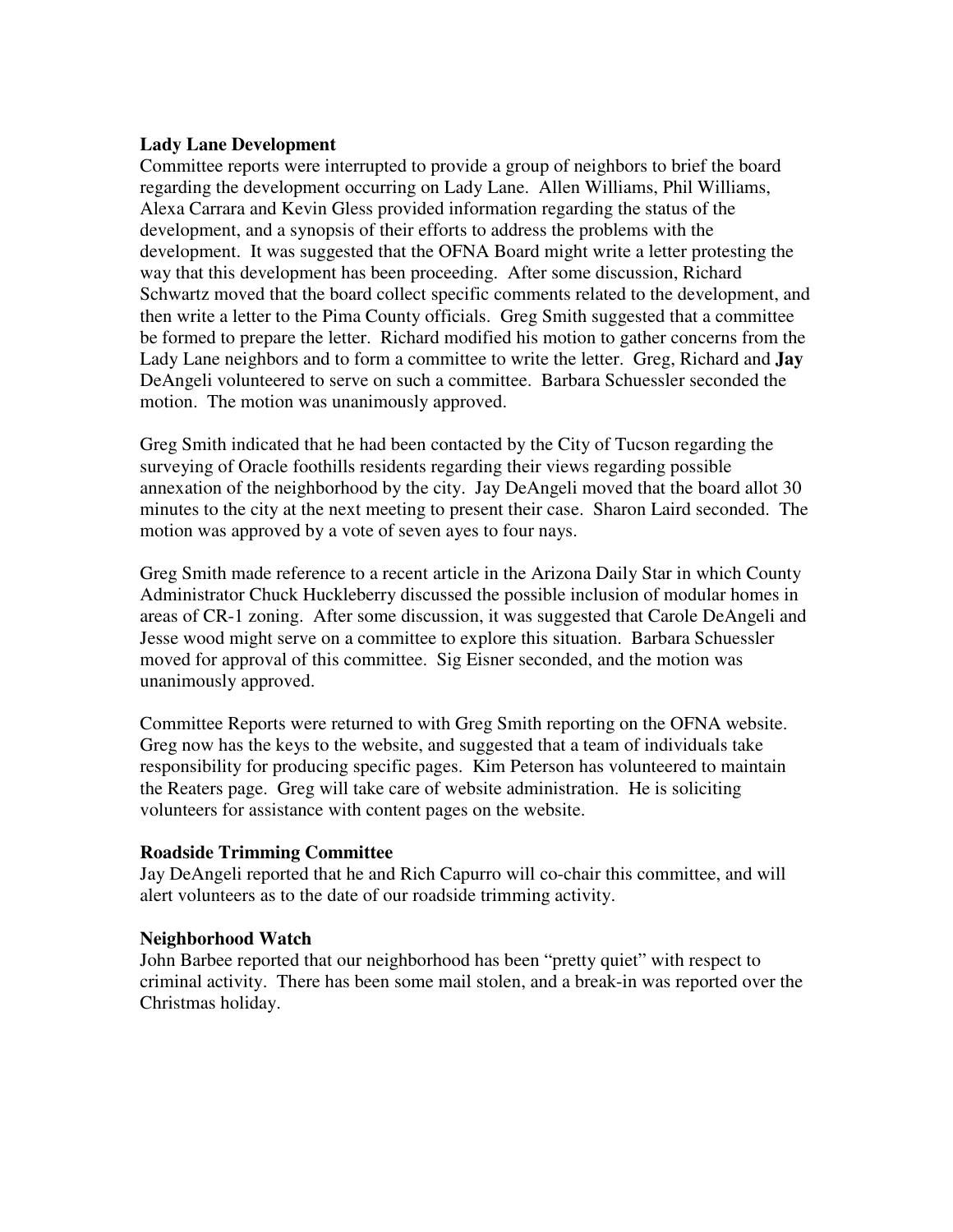**Lady Lane Development**

Committee reports were interrupted to provide a group of neighbors to brief the board regarding the development occurring on Lady Lane. Allen Williams, Phil Williams, Alexa Carrara and Kevin Gless provided information regarding the status of the development, and a synopsis of their efforts to address the problems with the development. It was suggested that the OFNA Board might write a letter protesting the way that this development has been proceeding. After some discussion, Richard Schwartz moved that the board collect specific comments related to the development, and then write a letter to the Pima County officials. Greg Smith suggested that a committee be formed to prepare the letter. Richard modified his motion to gather concerns from the Lady Lane neighbors and to form a committee to write the letter. Greg, Richard and **Jay** DeAngeli volunteered to serve on such a committee. Barbara Schuessler seconded the motion. The motion was unanimously approved.

Greg Smith indicated that he had been contacted by the City of Tucson regarding the surveying of Oracle foothills residents regarding their views regarding possible annexation of the neighborhood by the city. Jay DeAngeli moved that the board allot 30 minutes to the city at the next meeting to present their case. Sharon Laird seconded. The motion was approved by a vote of seven ayes to four nays.

Greg Smith made reference to a recent article in the Arizona Daily Star in which County Administrator Chuck Huckleberry discussed the possible inclusion of modular homes in areas of CR-1 zoning. After some discussion, it was suggested that Carole DeAngeli and Jesse wood might serve on a committee to explore this situation. Barbara Schuessler moved for approval of this committee. Sig Eisner seconded, and the motion was unanimously approved.

Committee Reports were returned to with Greg Smith reporting on the OFNA website. Greg now has the keys to the website, and suggested that a team of individuals take responsibility for producing specific pages. Kim Peterson has volunteered to maintain the Reaters page. Greg will take care of website administration. He is soliciting volunteers for assistance with content pages on the website.

**Roadside Trimming Committee**

Jay DeAngeli reported that he and Rich Capurro will co-chair this committee, and will alert volunteers as to the date of our roadside trimming activity.

**Neighborhood Watch**

John Barbee reported that our neighborhood has been "pretty quiet" with respect to criminal activity. There has been some mail stolen, and a break-in was reported over the Christmas holiday.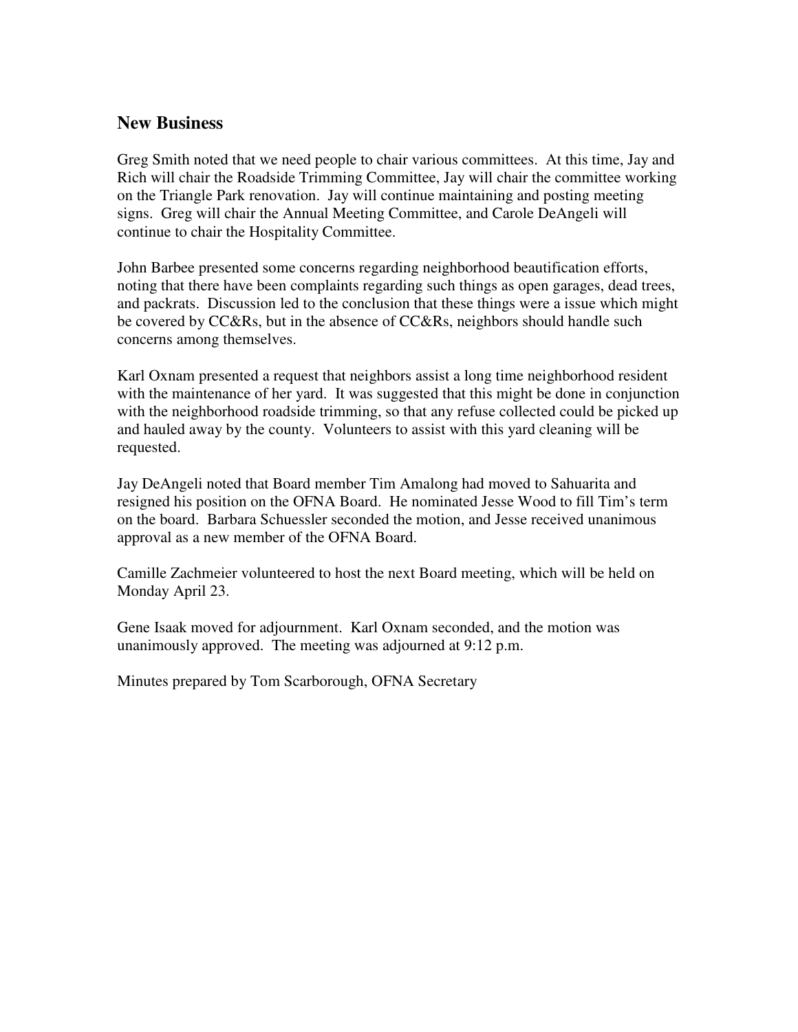## New Business

Greg Smith noted that we need people to chair various committees. At this time, Jay and Rich will chair the Roadside Trimming Committee, Jay will chair the committee working on the Triangle Park renovation. Jay will continue maintaining and posting meeting signs. Greg will chair the Annual Meeting Committee, and Carole DeAngeli will continue to chair the Hospitality Committee.

John Barbee presented some concerns regarding neighborhood beautification efforts, noting that there have been complaints regarding such things as open garages, dead trees, and packrats. Discussion led to the conclusion that these things were a issue which might be covered by CC&Rs, but in the absence of CC&Rs, neighbors should handle such concerns among themselves.

Karl Oxnam presented a request that neighbors assist a long time neighborhood resident with the maintenance of her yard. It was suggested that this might be done in conjunction with the neighborhood roadside trimming, so that any refuse collected could be picked up and hauled away by the county. Volunteers to assist with this yard cleaning will be requested.

Jay DeAngeli noted that Board member Tim Amalong had moved to Sahuarita and resigned his position on the OFNA Board. He nominated Jesse Wood to fill Tim's term on the board. Barbara Schuessler seconded the motion, and Jesse received unanimous approval as a new member of the OFNA Board.

Camille Zachmeier volunteered to host the next Board meeting, which will be held on Monday April 23.

Gene Isaak moved for adjournment. Karl Oxnam seconded, and the motion was unanimously approved. The meeting was adjourned at 9:12 p.m.

Minutes prepared by Tom Scarborough, OFNA Secretary